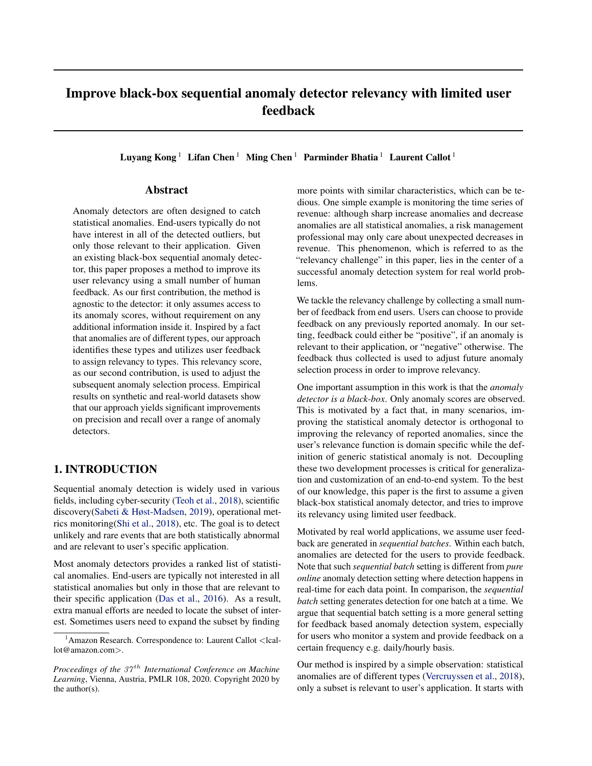# Improve black-box sequential anomaly detector relevancy with limited user feedback

**Luyang Kong** [1] **Lifan Chen** [1] **Ming Chen** [1] **Parminder Bhatia** [1] **Laurent Callot** [1]

## Abstract

Anomaly detectors are often designed to catch statistical anomalies. End-users typically do not have interest in all of the detected outliers, but only those relevant to their application. Given an existing black-box sequential anomaly detector, this paper proposes a method to improve its user relevancy using a small number of human feedback. As our first contribution, the method is agnostic to the detector: it only assumes access to its anomaly scores, without requirement on any additional information inside it. Inspired by a fact that anomalies are of different types, our approach identifies these types and utilizes user feedback to assign relevancy to types. This relevancy score, as our second contribution, is used to adjust the subsequent anomaly selection process. Empirical results on synthetic and real-world datasets show that our approach yields significant improvements on precision and recall over a range of anomaly detectors.

## 1. INTRODUCTION

Sequential anomaly detection is widely used in various fields, including cyber-security (Teoh et al., 2018), scientific discovery(Sabeti & Høst-Madsen, 2019), operational metrics monitoring(Shi et al., 2018), etc. The goal is to detect unlikely and rare events that are both statistically abnormal and are relevant to user's specific application.

Most anomaly detectors provides a ranked list of statistical anomalies. End-users are typically not interested in all statistical anomalies but only in those that are relevant to their specific application (Das et al., 2016). As a result, extra manual efforts are needed to locate the subset of interest. Sometimes users need to expand the subset by finding more points with similar characteristics, which can be tedious. One simple example is monitoring the time series of revenue: although sharp increase anomalies and decrease anomalies are all statistical anomalies, a risk management professional may only care about unexpected decreases in revenue. This phenomenon, which is referred to as the "relevancy challenge" in this paper, lies in the center of a successful anomaly detection system for real world problems.

We tackle the relevancy challenge by collecting a small number of feedback from end users. Users can choose to provide feedback on any previously reported anomaly. In our setting, feedback could either be "positive", if an anomaly is relevant to their application, or "negative" otherwise. The feedback thus collected is used to adjust future anomaly selection process in order to improve relevancy.

One important assumption in this work is that the *anomaly detector is a black-box*. Only anomaly scores are observed. This is motivated by a fact that, in many scenarios, improving the statistical anomaly detector is orthogonal to improving the relevancy of reported anomalies, since the user's relevance function is domain specific while the definition of generic statistical anomaly is not. Decoupling these two development processes is critical for generalization and customization of an end-to-end system. To the best of our knowledge, this paper is the first to assume a given black-box statistical anomaly detector, and tries to improve its relevancy using limited user feedback.

Motivated by real world applications, we assume user feedback are generated in *sequential batches*. Within each batch, anomalies are detected for the users to provide feedback. Note that such *sequential batch* setting is different from *pure online* anomaly detection setting where detection happens in real-time for each data point. In comparison, the *sequential batch* setting generates detection for one batch at a time. We argue that sequential batch setting is a more general setting for feedback based anomaly detection system, especially for users who monitor a system and provide feedback on a certain frequency e.g. daily/hourly basis.

Our method is inspired by a simple observation: statistical anomalies are of different types (Vercruyssen et al., 2018), only a subset is relevant to user's application. It starts with

[1] Amazon Research. Correspondence to: Laurent Callot <lcallot@amazon.com>.

*Proceedings of the $37^{th}$ International Conference on Machine Learning*, Vienna, Austria, PMLR 108, 2020. Copyright 2020 by the author(s).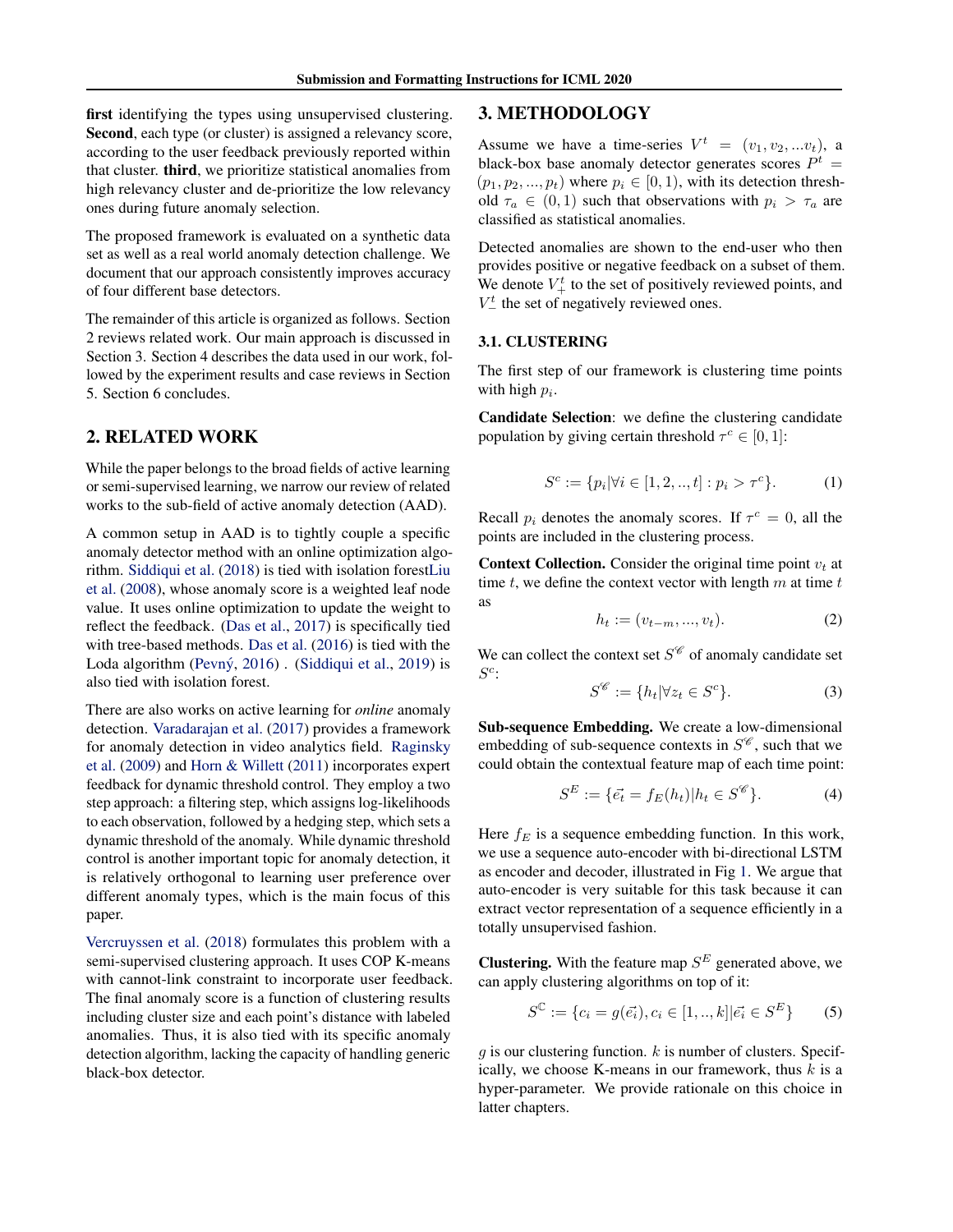**first** identifying the types using unsupervised clustering. **Second**, each type (or cluster) is assigned a relevancy score, according to the user feedback previously reported within that cluster. **third**, we prioritize statistical anomalies from high relevancy cluster and de-prioritize the low relevancy ones during future anomaly selection.

The proposed framework is evaluated on a synthetic data set as well as a real world anomaly detection challenge. We document that our approach consistently improves accuracy of four different base detectors.

The remainder of this article is organized as follows. Section 2 reviews related work. Our main approach is discussed in Section 3. Section 4 describes the data used in our work, followed by the experiment results and case reviews in Section 5. Section 6 concludes.

## 2. RELATED WORK

While the paper belongs to the broad fields of active learning or semi-supervised learning, we narrow our review of related works to the sub-field of active anomaly detection (AAD).

A common setup in AAD is to tightly couple a specific anomaly detector method with an online optimization algorithm. Siddiqui et al. (2018) is tied with isolation forestLiu et al. (2008), whose anomaly score is a weighted leaf node value. It uses online optimization to update the weight to reflect the feedback. (Das et al., 2017) is specifically tied with tree-based methods. Das et al. (2016) is tied with the Loda algorithm (Pevný, 2016) . (Siddiqui et al., 2019) is also tied with isolation forest.

There are also works on active learning for *online* anomaly detection. Varadarajan et al. (2017) provides a framework for anomaly detection in video analytics field. Raginsky et al. (2009) and Horn & Willett (2011) incorporates expert feedback for dynamic threshold control. They employ a two step approach: a filtering step, which assigns log-likelihoods to each observation, followed by a hedging step, which sets a dynamic threshold of the anomaly. While dynamic threshold control is another important topic for anomaly detection, it is relatively orthogonal to learning user preference over different anomaly types, which is the main focus of this paper.

Vercruyssen et al. (2018) formulates this problem with a semi-supervised clustering approach. It uses COP K-means with cannot-link constraint to incorporate user feedback. The final anomaly score is a function of clustering results including cluster size and each point's distance with labeled anomalies. Thus, it is also tied with its specific anomaly detection algorithm, lacking the capacity of handling generic black-box detector.

## 3. METHODOLOGY

Assume we have a time-series $V^t = (v_1, v_2, ...v_t)$, a black-box base anomaly detector generates scores $P^t = (p_1, p_2, ..., p_t)$ where $p_i \in [0, 1)$, with its detection threshold $\tau_a \in (0, 1)$ such that observations with $p_i > \tau_a$ are classified as statistical anomalies.

Detected anomalies are shown to the end-user who then provides positive or negative feedback on a subset of them. We denote $V_+^t$ to the set of positively reviewed points, and $V_-^t$ the set of negatively reviewed ones.

### 3.1. CLUSTERING

The first step of our framework is clustering time points with high $p_i$.

**Candidate Selection**: we define the clustering candidate population by giving certain threshold $\tau^c \in [0, 1]$:

$$S^c := \{p_i | \forall i \in [1, 2, .., t] : p_i > \tau^c\}. \tag{1}$$

Recall $p_i$ denotes the anomaly scores. If $\tau^c = 0$, all the points are included in the clustering process.

**Context Collection.** Consider the original time point $v_t$ at time $t$, we define the context vector with length $m$ at time $t$ as

$$h_t := (v_{t-m}, ..., v_t). \tag{2}$$

We can collect the context set $S^{\mathscr{C}}$ of anomaly candidate set $S^c$:

$$S^{\mathscr{C}} := \{h_t | \forall z_t \in S^c\}. \tag{3}$$

**Sub-sequence Embedding.** We create a low-dimensional embedding of sub-sequence contexts in $S^{\mathscr{C}}$, such that we could obtain the contextual feature map of each time point:

$$S^E := \{\vec{e_t} = f_E(h_t) | h_t \in S^{\mathscr{C}}\}. \tag{4}$$

Here $f_E$ is a sequence embedding function. In this work, we use a sequence auto-encoder with bi-directional LSTM as encoder and decoder, illustrated in Fig 1. We argue that auto-encoder is very suitable for this task because it can extract vector representation of a sequence efficiently in a totally unsupervised fashion.

**Clustering.** With the feature map $S^E$ generated above, we can apply clustering algorithms on top of it:

$$S^{\mathbb{C}} := \{c_i = g(\vec{e_i}), c_i \in [1, .., k] | \vec{e_i} \in S^E\} \tag{5}$$

$g$ is our clustering function. $k$ is number of clusters. Specifically, we choose K-means in our framework, thus $k$ is a hyper-parameter. We provide rationale on this choice in latter chapters.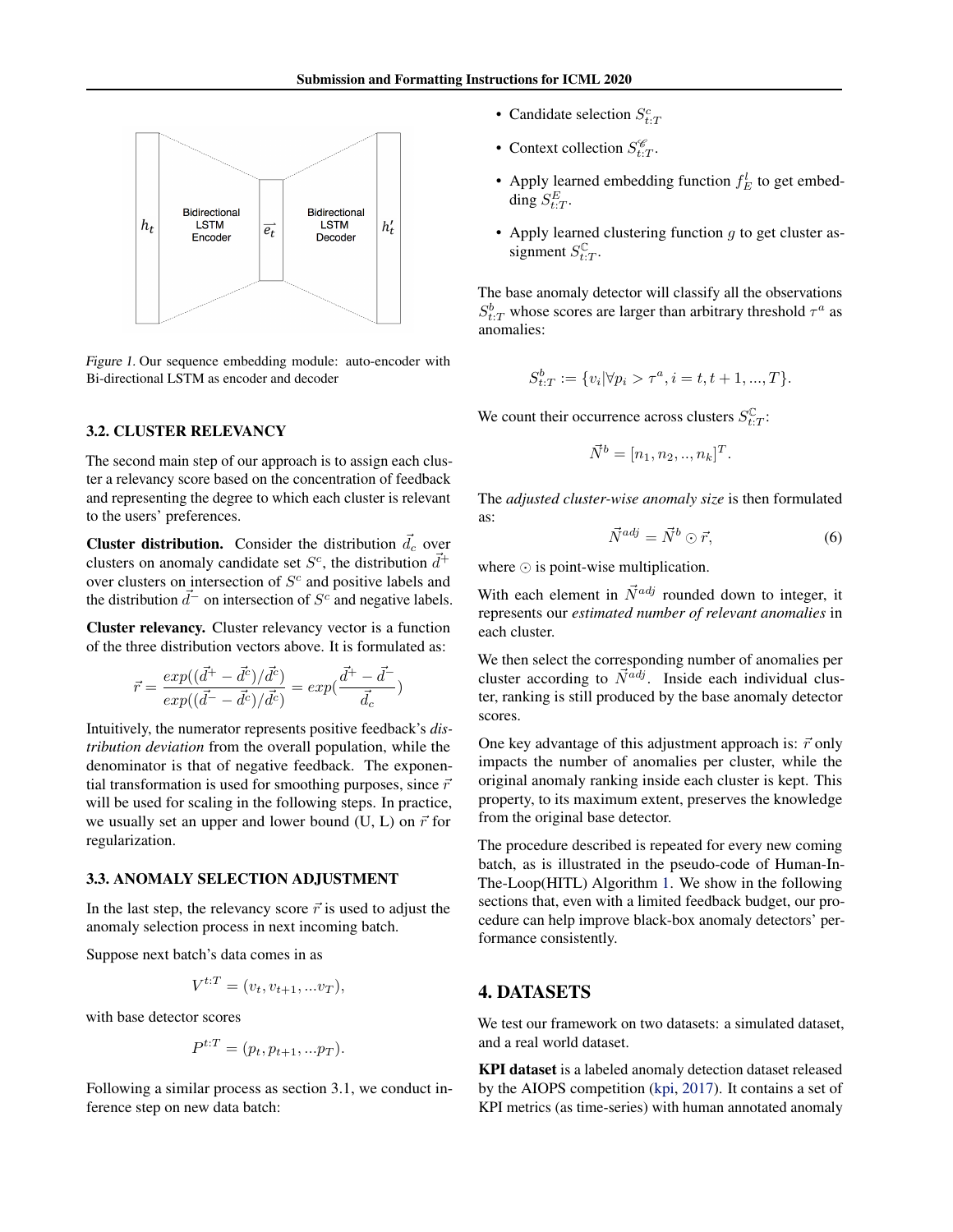Figure 1. Our sequence embedding module: auto-encoder with Bi-directional LSTM as encoder and decoder

### 3.2. CLUSTER RELEVANCY

The second main step of our approach is to assign each cluster a relevancy score based on the concentration of feedback and representing the degree to which each cluster is relevant to the users' preferences.

**Cluster distribution.** Consider the distribution $\vec{d_c}$ over clusters on anomaly candidate set $S^c$, the distribution $\vec{d}^+$ over clusters on intersection of $S^c$ and positive labels and the distribution $\vec{d}^-$ on intersection of $S^c$ and negative labels.

**Cluster relevancy.** Cluster relevancy vector is a function of the three distribution vectors above. It is formulated as:

$$\vec{r} = \frac{exp((\vec{d}^+ - \vec{d}^c)/\vec{d}^c)}{exp((\vec{d}^- - \vec{d}^c)/\vec{d}^c)} = exp(\frac{\vec{d}^+ - \vec{d}^-}{\vec{d}_c})$$

Intuitively, the numerator represents positive feedback's *distribution deviation* from the overall population, while the denominator is that of negative feedback. The exponential transformation is used for smoothing purposes, since $\vec{r}$ will be used for scaling in the following steps. In practice, we usually set an upper and lower bound (U, L) on $\vec{r}$ for regularization.

### 3.3. ANOMALY SELECTION ADJUSTMENT

In the last step, the relevancy score $\vec{r}$ is used to adjust the anomaly selection process in next incoming batch.

Suppose next batch's data comes in as

$$V^{t:T} = (v_t, v_{t+1}, ...v_T),$$

with base detector scores

$$P^{t:T} = (p_t, p_{t+1}, ...p_T).$$

Following a similar process as section 3.1, we conduct inference step on new data batch:

- Candidate selection $S^c_{t:T}$
- Context collection $S^{\mathscr{C}}_{t:T}$.
- Apply learned embedding function $f^l_E$ to get embedding $S^E_{t:T}$.
- Apply learned clustering function $g$ to get cluster assignment $S^{\mathbb{C}}_{t:T}$.

The base anomaly detector will classify all the observations $S^b_{t:T}$ whose scores are larger than arbitrary threshold $\tau^a$ as anomalies:

$$S^b_{t:T} := \{v_i | \forall p_i > \tau^a, i = t, t+1, ..., T\}.$$

We count their occurrence across clusters $S^{\mathbb{C}}_{t:T}$:

$$\vec{N}^b = [n_1, n_2, .., n_k]^T.$$

The *adjusted cluster-wise anomaly size* is then formulated as:

$$\vec{N}^{adj} = \vec{N}^b \odot \vec{r}, \tag{6}$$

where $\odot$ is point-wise multiplication.

With each element in $\vec{N}^{adj}$ rounded down to integer, it represents our *estimated number of relevant anomalies* in each cluster.

We then select the corresponding number of anomalies per cluster according to $\vec{N}^{adj}$. Inside each individual cluster, ranking is still produced by the base anomaly detector scores.

One key advantage of this adjustment approach is: $\vec{r}$ only impacts the number of anomalies per cluster, while the original anomaly ranking inside each cluster is kept. This property, to its maximum extent, preserves the knowledge from the original base detector.

The procedure described is repeated for every new coming batch, as is illustrated in the pseudo-code of Human-In-The-Loop(HITL) Algorithm 1. We show in the following sections that, even with a limited feedback budget, our procedure can help improve black-box anomaly detectors' performance consistently.

## 4. DATASETS

We test our framework on two datasets: a simulated dataset, and a real world dataset.

**KPI dataset** is a labeled anomaly detection dataset released by the AIOPS competition (kpi, 2017). It contains a set of KPI metrics (as time-series) with human annotated anomaly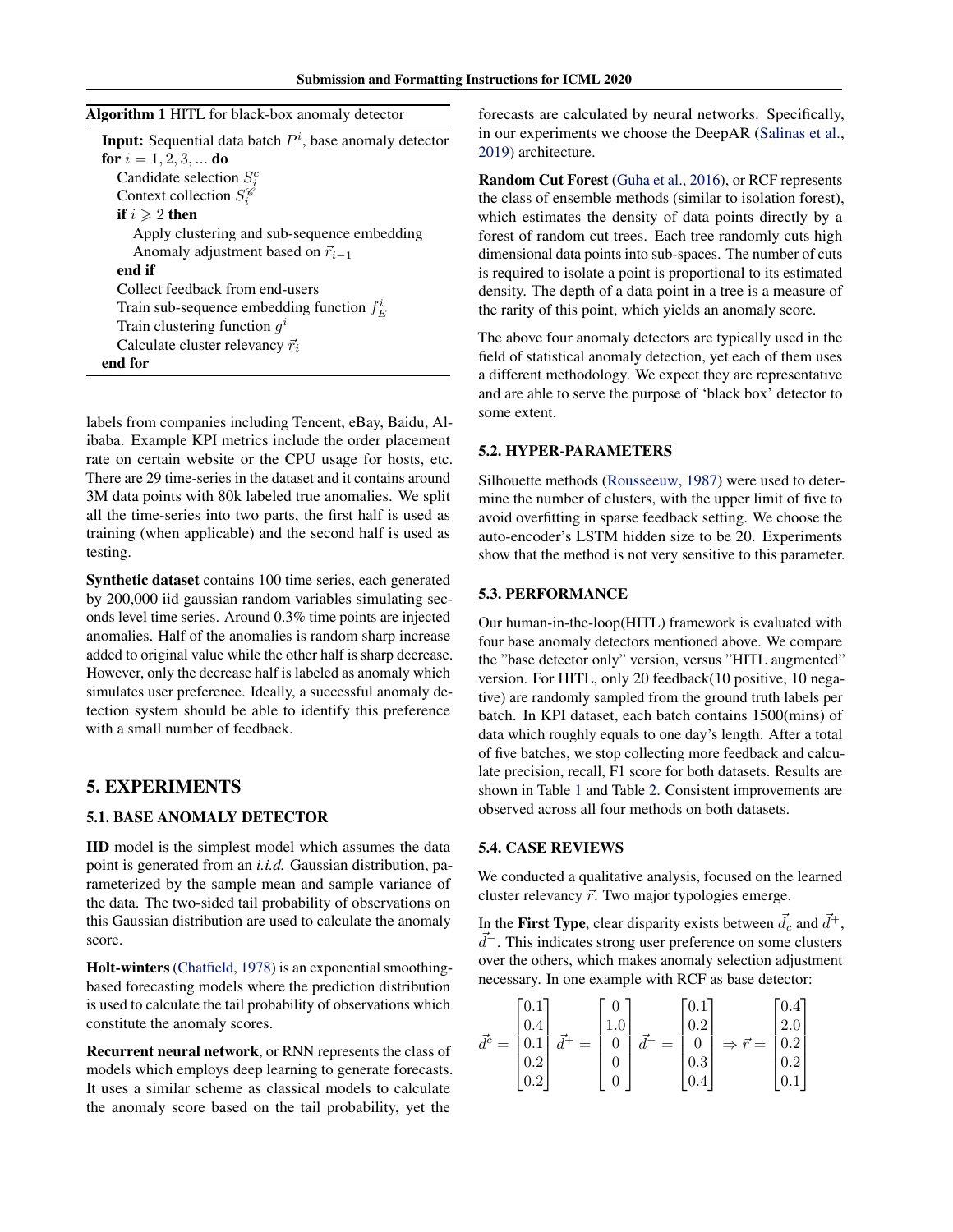**Algorithm 1** HITL for black-box anomaly detector

---

**Input:** Sequential data batch $P^i$, base anomaly detector
**for** $i = 1, 2, 3, ...$ **do**
  Candidate selection $S_i^c$
  Context collection $S_i^{\mathscr{C}}$
  **if** $i \geqslant 2$ **then**
    Apply clustering and sub-sequence embedding
    Anomaly adjustment based on $\vec{r}_{i-1}$
  **end if**
  Collect feedback from end-users
  Train sub-sequence embedding function $f_E^i$
  Train clustering function $g^i$
  Calculate cluster relevancy $\vec{r}_i$
**end for**

---

labels from companies including Tencent, eBay, Baidu, Alibaba. Example KPI metrics include the order placement rate on certain website or the CPU usage for hosts, etc. There are 29 time-series in the dataset and it contains around 3M data points with 80k labeled true anomalies. We split all the time-series into two parts, the first half is used as training (when applicable) and the second half is used as testing.

**Synthetic dataset** contains 100 time series, each generated by 200,000 iid gaussian random variables simulating seconds level time series. Around 0.3% time points are injected anomalies. Half of the anomalies is random sharp increase added to original value while the other half is sharp decrease. However, only the decrease half is labeled as anomaly which simulates user preference. Ideally, a successful anomaly detection system should be able to identify this preference with a small number of feedback.

# 5. EXPERIMENTS

## 5.1. BASE ANOMALY DETECTOR

**IID** model is the simplest model which assumes the data point is generated from an *i.i.d.* Gaussian distribution, parameterized by the sample mean and sample variance of the data. The two-sided tail probability of observations on this Gaussian distribution are used to calculate the anomaly score.

**Holt-winters** (Chatfield, 1978) is an exponential smoothing-based forecasting models where the prediction distribution is used to calculate the tail probability of observations which constitute the anomaly scores.

**Recurrent neural network**, or RNN represents the class of models which employs deep learning to generate forecasts. It uses a similar scheme as classical models to calculate the anomaly score based on the tail probability, yet the forecasts are calculated by neural networks. Specifically, in our experiments we choose the DeepAR (Salinas et al., 2019) architecture.

**Random Cut Forest** (Guha et al., 2016), or RCF represents the class of ensemble methods (similar to isolation forest), which estimates the density of data points directly by a forest of random cut trees. Each tree randomly cuts high dimensional data points into sub-spaces. The number of cuts is required to isolate a point is proportional to its estimated density. The depth of a data point in a tree is a measure of the rarity of this point, which yields an anomaly score.

The above four anomaly detectors are typically used in the field of statistical anomaly detection, yet each of them uses a different methodology. We expect they are representative and are able to serve the purpose of 'black box' detector to some extent.

## 5.2. HYPER-PARAMETERS

Silhouette methods (Rousseeuw, 1987) were used to determine the number of clusters, with the upper limit of five to avoid overfitting in sparse feedback setting. We choose the auto-encoder's LSTM hidden size to be 20. Experiments show that the method is not very sensitive to this parameter.

## 5.3. PERFORMANCE

Our human-in-the-loop(HITL) framework is evaluated with four base anomaly detectors mentioned above. We compare the "base detector only" version, versus "HITL augmented" version. For HITL, only 20 feedback(10 positive, 10 negative) are randomly sampled from the ground truth labels per batch. In KPI dataset, each batch contains 1500(mins) of data which roughly equals to one day's length. After a total of five batches, we stop collecting more feedback and calculate precision, recall, F1 score for both datasets. Results are shown in Table 1 and Table 2. Consistent improvements are observed across all four methods on both datasets.

## 5.4. CASE REVIEWS

We conducted a qualitative analysis, focused on the learned cluster relevancy $\vec{r}$. Two major typologies emerge.

In the **First Type**, clear disparity exists between $\vec{d}_c$ and $\vec{d}^+$, $\vec{d}^-$. This indicates strong user preference on some clusters over the others, which makes anomaly selection adjustment necessary. In one example with RCF as base detector:

$$\vec{d}^c = \begin{bmatrix} 0.1 \\ 0.4 \\ 0.1 \\ 0.2 \\ 0.2 \end{bmatrix} \vec{d}^+ = \begin{bmatrix} 0 \\ 1.0 \\ 0 \\ 0 \\ 0 \end{bmatrix} \vec{d}^- = \begin{bmatrix} 0.1 \\ 0.2 \\ 0 \\ 0.3 \\ 0.4 \end{bmatrix} \Rightarrow \vec{r} = \begin{bmatrix} 0.4 \\ 2.0 \\ 0.2 \\ 0.2 \\ 0.1 \end{bmatrix}$$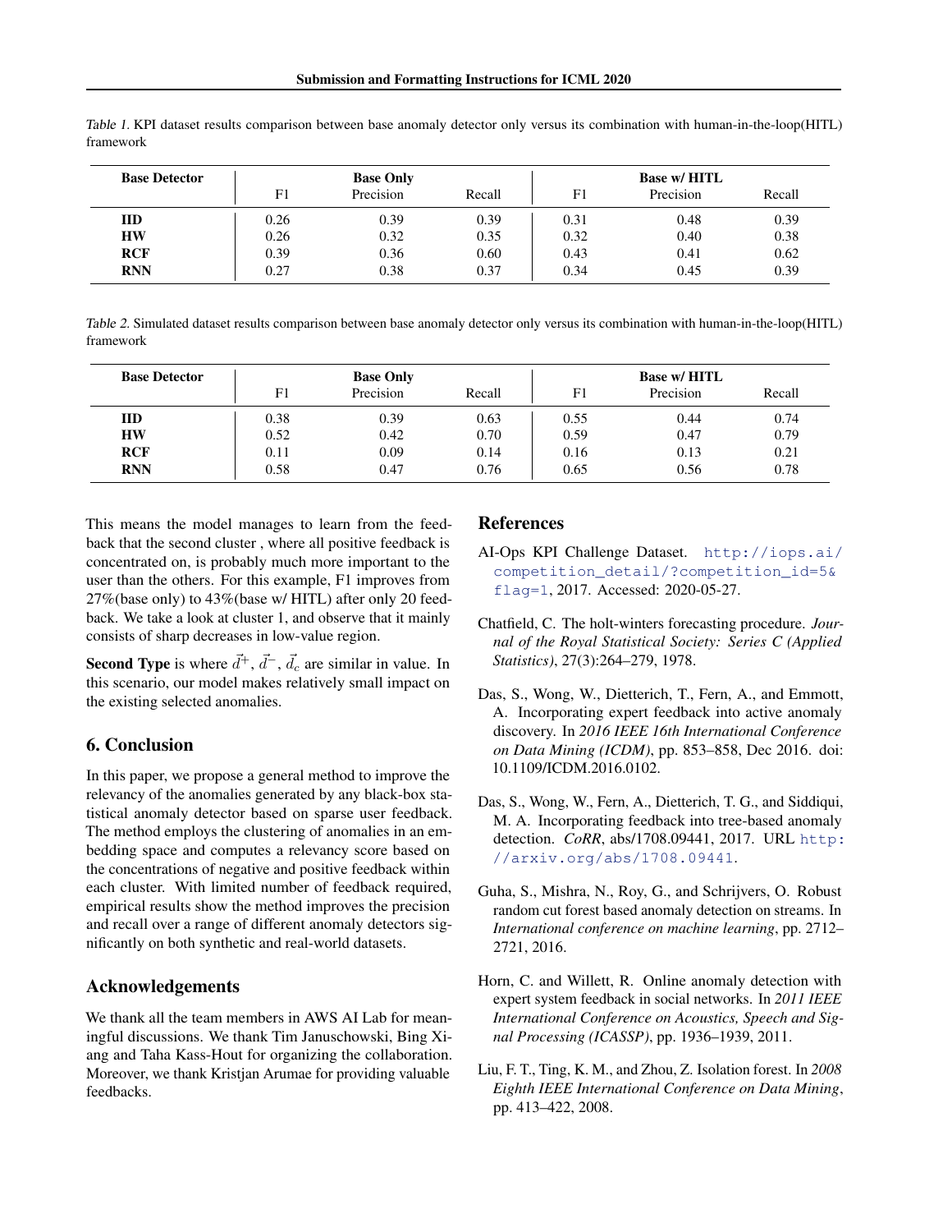Table 1. KPI dataset results comparison between base anomaly detector only versus its combination with human-in-the-loop(HITL) framework

| Base Detector | Base Only | | | Base w/ HITL | | |
|---|---|---|---|---|---|---|
| | F1 | Precision | Recall | F1 | Precision | Recall |
| **IID** | 0.26 | 0.39 | 0.39 | 0.31 | 0.48 | 0.39 |
| **HW** | 0.26 | 0.32 | 0.35 | 0.32 | 0.40 | 0.38 |
| **RCF** | 0.39 | 0.36 | 0.60 | 0.43 | 0.41 | 0.62 |
| **RNN** | 0.27 | 0.38 | 0.37 | 0.34 | 0.45 | 0.39 |

Table 2. Simulated dataset results comparison between base anomaly detector only versus its combination with human-in-the-loop(HITL) framework

| Base Detector | Base Only | | | Base w/ HITL | | |
|---|---|---|---|---|---|---|
| | F1 | Precision | Recall | F1 | Precision | Recall |
| **IID** | 0.38 | 0.39 | 0.63 | 0.55 | 0.44 | 0.74 |
| **HW** | 0.52 | 0.42 | 0.70 | 0.59 | 0.47 | 0.79 |
| **RCF** | 0.11 | 0.09 | 0.14 | 0.16 | 0.13 | 0.21 |
| **RNN** | 0.58 | 0.47 | 0.76 | 0.65 | 0.56 | 0.78 |

This means the model manages to learn from the feedback that the second cluster , where all positive feedback is concentrated on, is probably much more important to the user than the others. For this example, F1 improves from 27%(base only) to 43%(base w/ HITL) after only 20 feedback. We take a look at cluster 1, and observe that it mainly consists of sharp decreases in low-value region.

**Second Type** is where $\vec{d}^{+}$, $\vec{d}^{-}$, $\vec{d}_c$ are similar in value. In this scenario, our model makes relatively small impact on the existing selected anomalies.

## 6. Conclusion

In this paper, we propose a general method to improve the relevancy of the anomalies generated by any black-box statistical anomaly detector based on sparse user feedback. The method employs the clustering of anomalies in an embedding space and computes a relevancy score based on the concentrations of negative and positive feedback within each cluster. With limited number of feedback required, empirical results show the method improves the precision and recall over a range of different anomaly detectors significantly on both synthetic and real-world datasets.

## Acknowledgements

We thank all the team members in AWS AI Lab for meaningful discussions. We thank Tim Januschowski, Bing Xiang and Taha Kass-Hout for organizing the collaboration. Moreover, we thank Kristjan Arumae for providing valuable feedbacks.

## References

AI-Ops KPI Challenge Dataset. http://iops.ai/competition_detail/?competition_id=5&flag=1, 2017. Accessed: 2020-05-27.

Chatfield, C. The holt-winters forecasting procedure. *Journal of the Royal Statistical Society: Series C (Applied Statistics)*, 27(3):264–279, 1978.

Das, S., Wong, W., Dietterich, T., Fern, A., and Emmott, A. Incorporating expert feedback into active anomaly discovery. In *2016 IEEE 16th International Conference on Data Mining (ICDM)*, pp. 853–858, Dec 2016. doi: 10.1109/ICDM.2016.0102.

Das, S., Wong, W., Fern, A., Dietterich, T. G., and Siddiqui, M. A. Incorporating feedback into tree-based anomaly detection. *CoRR*, abs/1708.09441, 2017. URL http://arxiv.org/abs/1708.09441.

Guha, S., Mishra, N., Roy, G., and Schrijvers, O. Robust random cut forest based anomaly detection on streams. In *International conference on machine learning*, pp. 2712–2721, 2016.

Horn, C. and Willett, R. Online anomaly detection with expert system feedback in social networks. In *2011 IEEE International Conference on Acoustics, Speech and Signal Processing (ICASSP)*, pp. 1936–1939, 2011.

Liu, F. T., Ting, K. M., and Zhou, Z. Isolation forest. In *2008 Eighth IEEE International Conference on Data Mining*, pp. 413–422, 2008.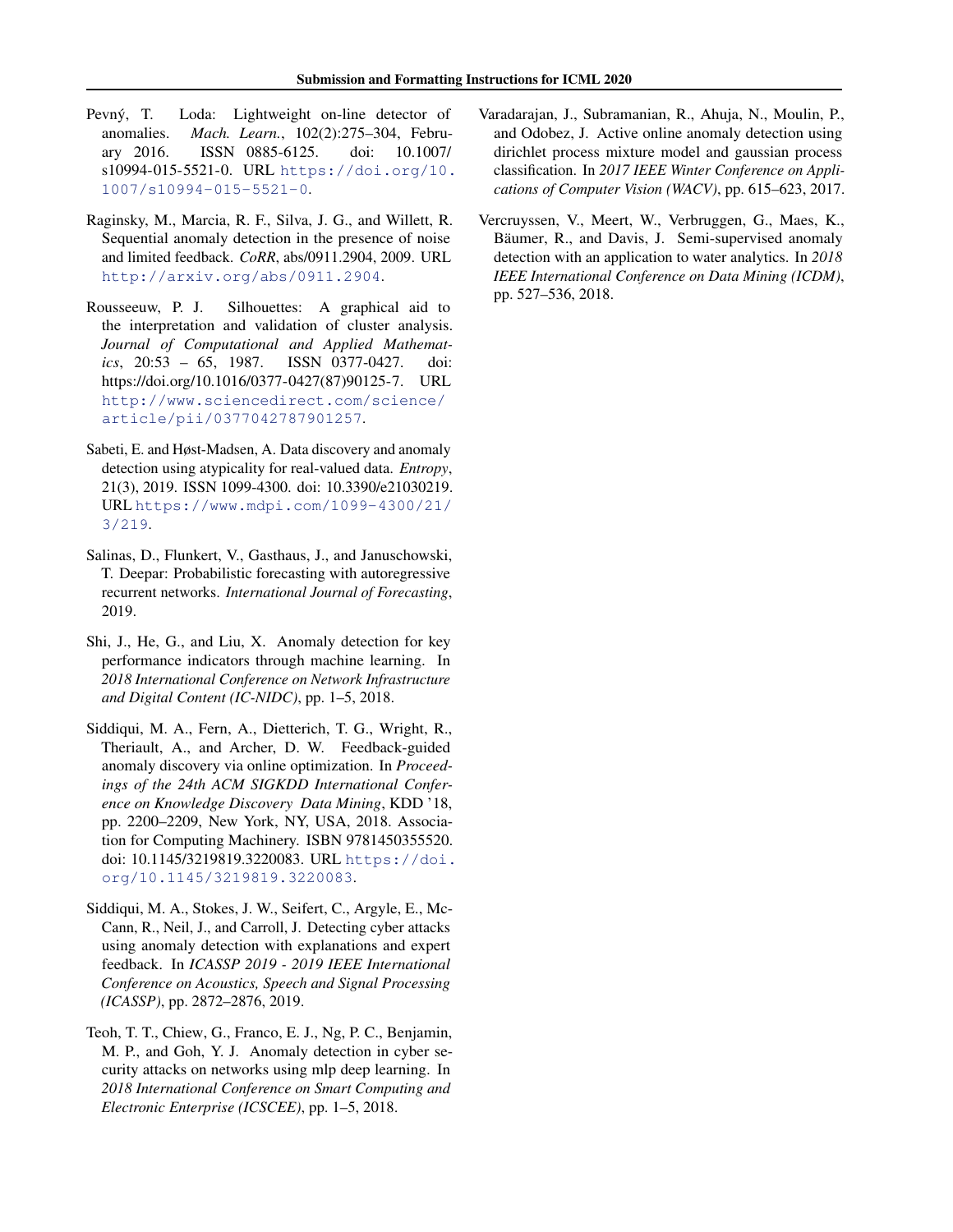Pevný, T. Loda: Lightweight on-line detector of anomalies. *Mach. Learn.*, 102(2):275–304, February 2016. ISSN 0885-6125. doi: 10.1007/s10994-015-5521-0. URL https://doi.org/10.1007/s10994-015-5521-0.

Raginsky, M., Marcia, R. F., Silva, J. G., and Willett, R. Sequential anomaly detection in the presence of noise and limited feedback. *CoRR*, abs/0911.2904, 2009. URL http://arxiv.org/abs/0911.2904.

Rousseeuw, P. J. Silhouettes: A graphical aid to the interpretation and validation of cluster analysis. *Journal of Computational and Applied Mathematics*, 20:53 – 65, 1987. ISSN 0377-0427. doi: https://doi.org/10.1016/0377-0427(87)90125-7. URL http://www.sciencedirect.com/science/article/pii/0377042787901257.

Sabeti, E. and Høst-Madsen, A. Data discovery and anomaly detection using atypicality for real-valued data. *Entropy*, 21(3), 2019. ISSN 1099-4300. doi: 10.3390/e21030219. URL https://www.mdpi.com/1099-4300/21/3/219.

Salinas, D., Flunkert, V., Gasthaus, J., and Januschowski, T. Deepar: Probabilistic forecasting with autoregressive recurrent networks. *International Journal of Forecasting*, 2019.

Shi, J., He, G., and Liu, X. Anomaly detection for key performance indicators through machine learning. In *2018 International Conference on Network Infrastructure and Digital Content (IC-NIDC)*, pp. 1–5, 2018.

Siddiqui, M. A., Fern, A., Dietterich, T. G., Wright, R., Theriault, A., and Archer, D. W. Feedback-guided anomaly discovery via online optimization. In *Proceedings of the 24th ACM SIGKDD International Conference on Knowledge Discovery Data Mining*, KDD '18, pp. 2200–2209, New York, NY, USA, 2018. Association for Computing Machinery. ISBN 9781450355520. doi: 10.1145/3219819.3220083. URL https://doi.org/10.1145/3219819.3220083.

Siddiqui, M. A., Stokes, J. W., Seifert, C., Argyle, E., McCann, R., Neil, J., and Carroll, J. Detecting cyber attacks using anomaly detection with explanations and expert feedback. In *ICASSP 2019 - 2019 IEEE International Conference on Acoustics, Speech and Signal Processing (ICASSP)*, pp. 2872–2876, 2019.

Teoh, T. T., Chiew, G., Franco, E. J., Ng, P. C., Benjamin, M. P., and Goh, Y. J. Anomaly detection in cyber security attacks on networks using mlp deep learning. In *2018 International Conference on Smart Computing and Electronic Enterprise (ICSCEE)*, pp. 1–5, 2018.

Varadarajan, J., Subramanian, R., Ahuja, N., Moulin, P., and Odobez, J. Active online anomaly detection using dirichlet process mixture model and gaussian process classification. In *2017 IEEE Winter Conference on Applications of Computer Vision (WACV)*, pp. 615–623, 2017.

Vercruyssen, V., Meert, W., Verbruggen, G., Maes, K., Bäumer, R., and Davis, J. Semi-supervised anomaly detection with an application to water analytics. In *2018 IEEE International Conference on Data Mining (ICDM)*, pp. 527–536, 2018.